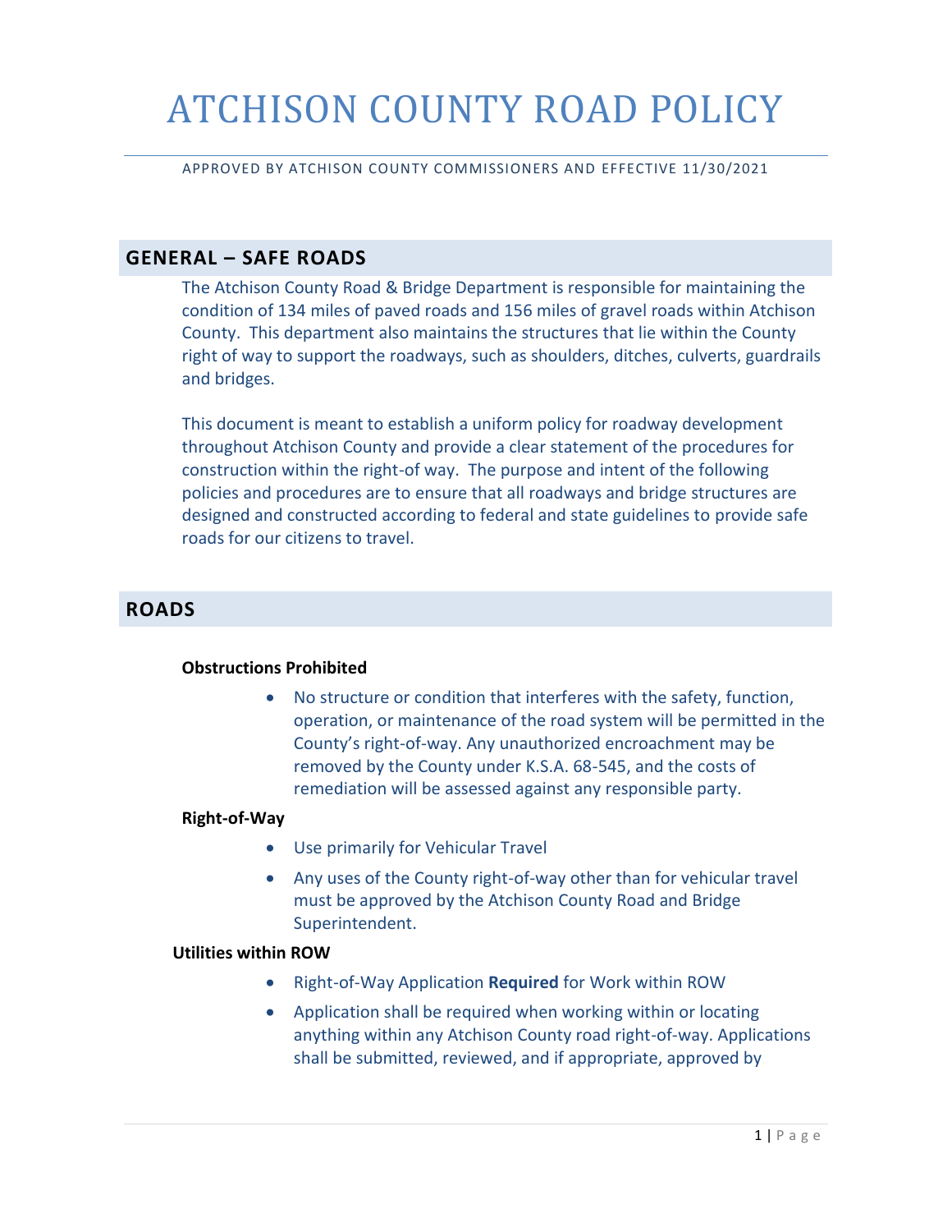# ATCHISON COUNTY ROAD POLICY

APPROVED BY ATCHISON COUNTY COMMISSIONERS AND EFFECTIVE 11/30/2021

## GENERAL – SAFE ROADS

The Atchison County Road & Bridge Department is responsible for maintaining the condition of 134 miles of paved roads and 156 miles of gravel roads within Atchison County. This department also maintains the structures that lie within the County right of way to support the roadways, such as shoulders, ditches, culverts, guardrails and bridges.

This document is meant to establish a uniform policy for roadway development throughout Atchison County and provide a clear statement of the procedures for construction within the right-of way. The purpose and intent of the following policies and procedures are to ensure that all roadways and bridge structures are designed and constructed according to federal and state guidelines to provide safe roads for our citizens to travel.

## ROADS

**Obstructions Prohibited**

- No structure or condition that interferes with the safety, function, operation, or maintenance of the road system will be permitted in the County's right-of-way. Any unauthorized encroachment may be removed by the County under K.S.A. 68-545, and the costs of remediation will be assessed against any responsible party.

**Right-of-Way**

- Use primarily for Vehicular Travel
- Any uses of the County right-of-way other than for vehicular travel must be approved by the Atchison County Road and Bridge Superintendent.

**Utilities within ROW**

- Right-of-Way Application **Required** for Work within ROW
- Application shall be required when working within or locating anything within any Atchison County road right-of-way. Applications shall be submitted, reviewed, and if appropriate, approved by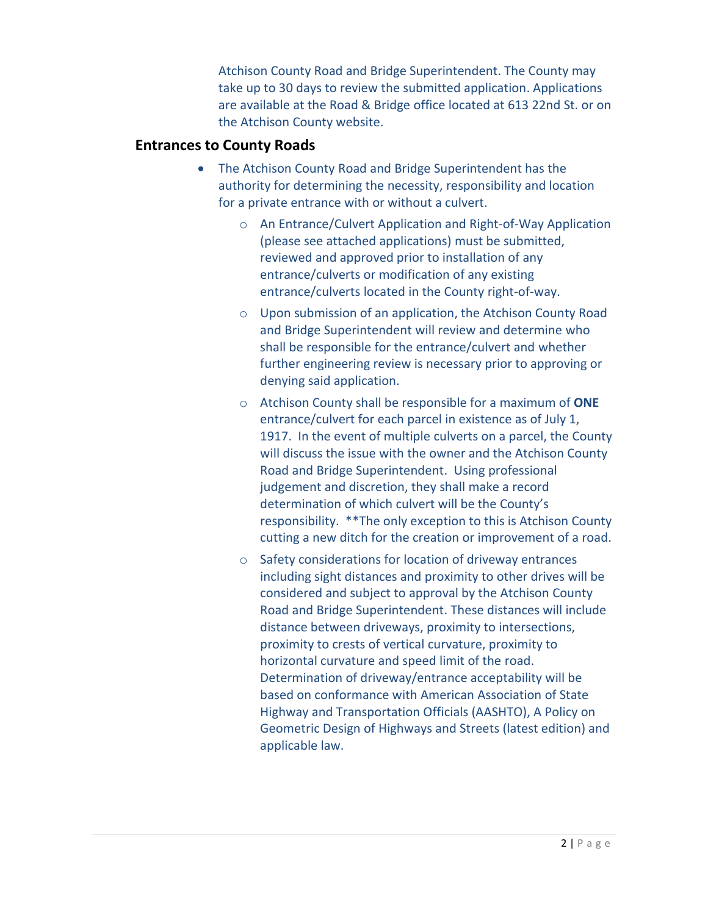Atchison County Road and Bridge Superintendent. The County may take up to 30 days to review the submitted application. Applications are available at the Road & Bridge office located at 613 22nd St. or on the Atchison County website.

## Entrances to County Roads

- The Atchison County Road and Bridge Superintendent has the authority for determining the necessity, responsibility and location for a private entrance with or without a culvert.
    - An Entrance/Culvert Application and Right-of-Way Application (please see attached applications) must be submitted, reviewed and approved prior to installation of any entrance/culverts or modification of any existing entrance/culverts located in the County right-of-way.
    - Upon submission of an application, the Atchison County Road and Bridge Superintendent will review and determine who shall be responsible for the entrance/culvert and whether further engineering review is necessary prior to approving or denying said application.
    - Atchison County shall be responsible for a maximum of **ONE** entrance/culvert for each parcel in existence as of July 1, 1917. In the event of multiple culverts on a parcel, the County will discuss the issue with the owner and the Atchison County Road and Bridge Superintendent. Using professional judgement and discretion, they shall make a record determination of which culvert will be the County's responsibility. **The only exception to this is Atchison County cutting a new ditch for the creation or improvement of a road.
    - Safety considerations for location of driveway entrances including sight distances and proximity to other drives will be considered and subject to approval by the Atchison County Road and Bridge Superintendent. These distances will include distance between driveways, proximity to intersections, proximity to crests of vertical curvature, proximity to horizontal curvature and speed limit of the road. Determination of driveway/entrance acceptability will be based on conformance with American Association of State Highway and Transportation Officials (AASHTO), A Policy on Geometric Design of Highways and Streets (latest edition) and applicable law.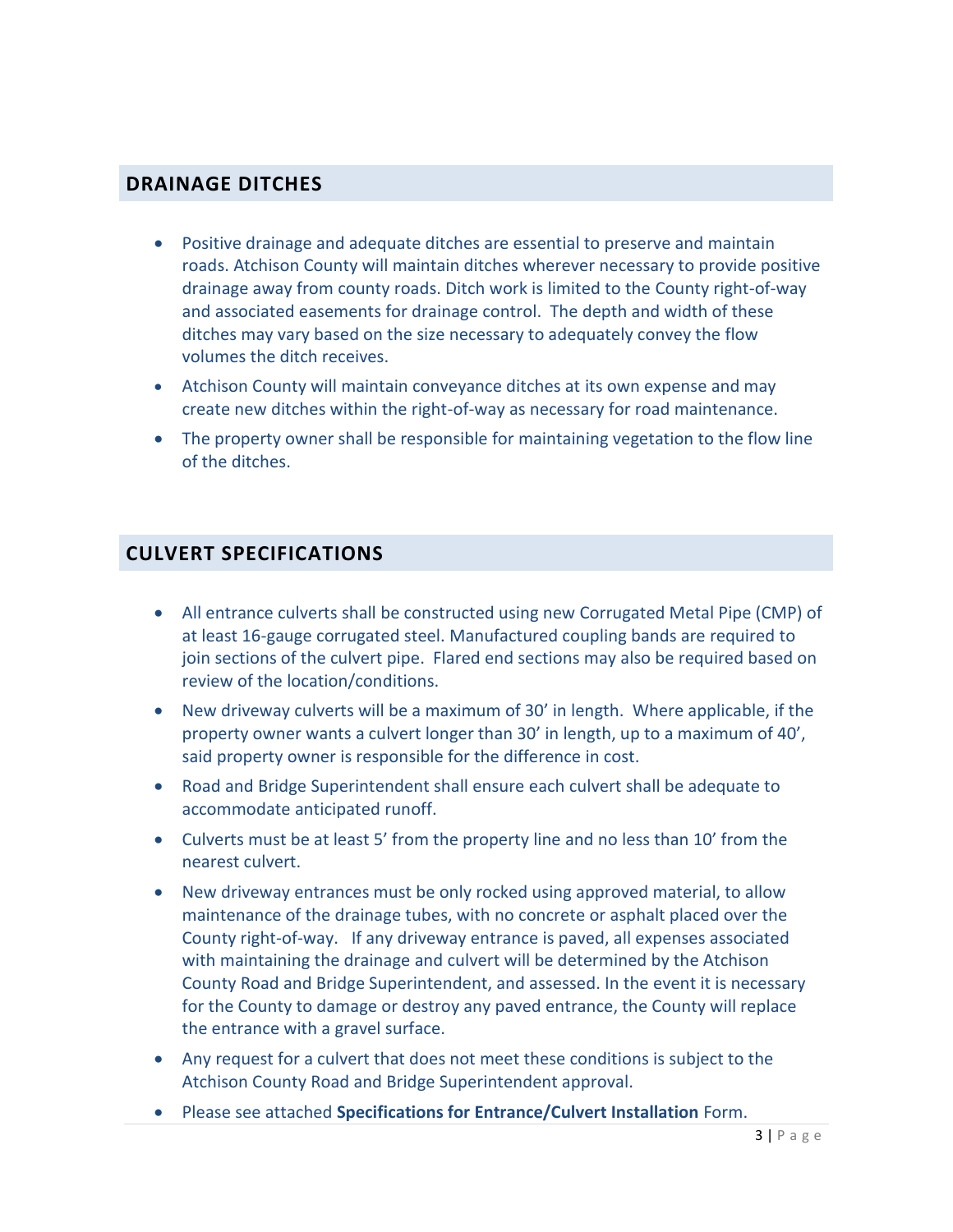## DRAINAGE DITCHES

- Positive drainage and adequate ditches are essential to preserve and maintain roads. Atchison County will maintain ditches wherever necessary to provide positive drainage away from county roads. Ditch work is limited to the County right-of-way and associated easements for drainage control. The depth and width of these ditches may vary based on the size necessary to adequately convey the flow volumes the ditch receives.
- Atchison County will maintain conveyance ditches at its own expense and may create new ditches within the right-of-way as necessary for road maintenance.
- The property owner shall be responsible for maintaining vegetation to the flow line of the ditches.

## CULVERT SPECIFICATIONS

- All entrance culverts shall be constructed using new Corrugated Metal Pipe (CMP) of at least 16-gauge corrugated steel. Manufactured coupling bands are required to join sections of the culvert pipe. Flared end sections may also be required based on review of the location/conditions.
- New driveway culverts will be a maximum of 30' in length. Where applicable, if the property owner wants a culvert longer than 30' in length, up to a maximum of 40', said property owner is responsible for the difference in cost.
- Road and Bridge Superintendent shall ensure each culvert shall be adequate to accommodate anticipated runoff.
- Culverts must be at least 5' from the property line and no less than 10' from the nearest culvert.
- New driveway entrances must be only rocked using approved material, to allow maintenance of the drainage tubes, with no concrete or asphalt placed over the County right-of-way. If any driveway entrance is paved, all expenses associated with maintaining the drainage and culvert will be determined by the Atchison County Road and Bridge Superintendent, and assessed. In the event it is necessary for the County to damage or destroy any paved entrance, the County will replace the entrance with a gravel surface.
- Any request for a culvert that does not meet these conditions is subject to the Atchison County Road and Bridge Superintendent approval.
- Please see attached **Specifications for Entrance/Culvert Installation** Form.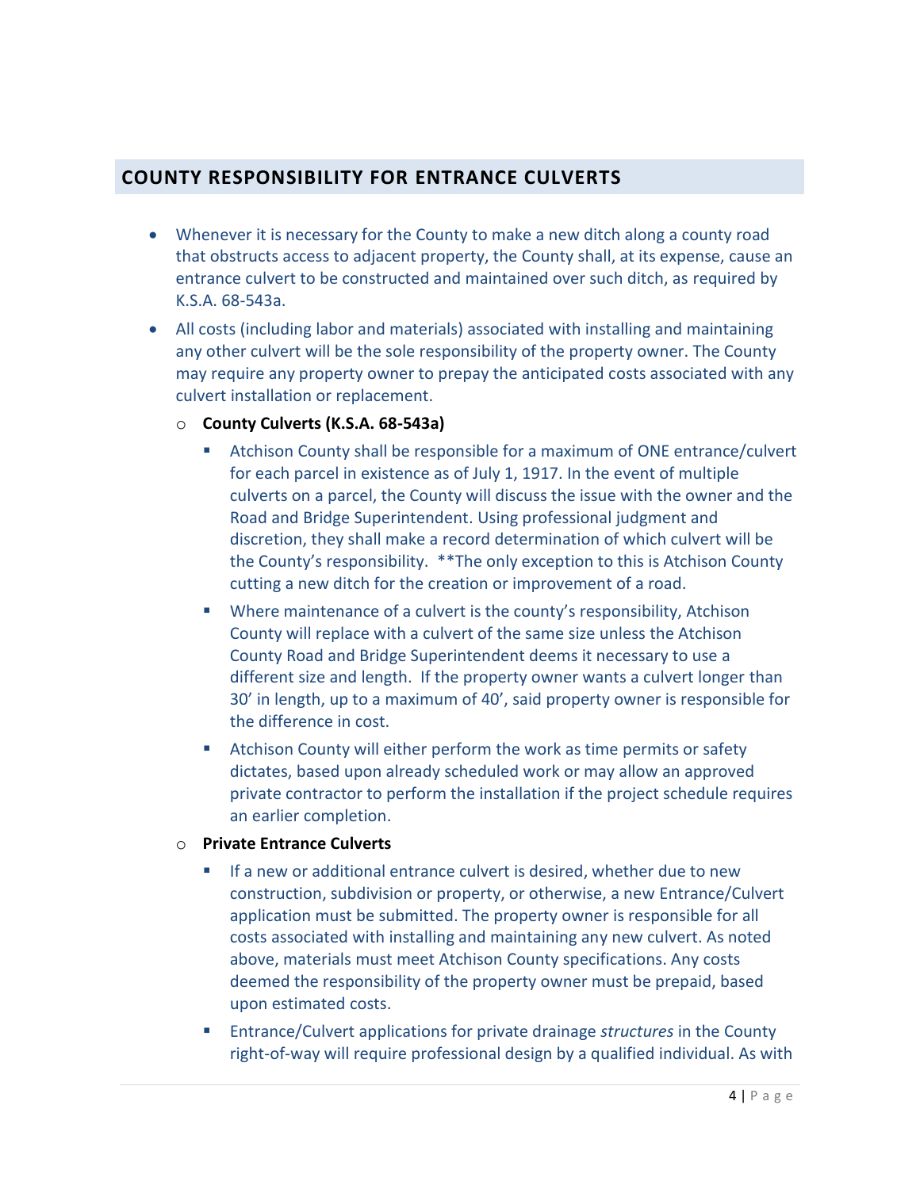## COUNTY RESPONSIBILITY FOR ENTRANCE CULVERTS

- Whenever it is necessary for the County to make a new ditch along a county road that obstructs access to adjacent property, the County shall, at its expense, cause an entrance culvert to be constructed and maintained over such ditch, as required by K.S.A. 68-543a.
- All costs (including labor and materials) associated with installing and maintaining any other culvert will be the sole responsibility of the property owner. The County may require any property owner to prepay the anticipated costs associated with any culvert installation or replacement.
  - **County Culverts (K.S.A. 68-543a)**
    - Atchison County shall be responsible for a maximum of ONE entrance/culvert for each parcel in existence as of July 1, 1917. In the event of multiple culverts on a parcel, the County will discuss the issue with the owner and the Road and Bridge Superintendent. Using professional judgment and discretion, they shall make a record determination of which culvert will be the County's responsibility. **The only exception to this is Atchison County cutting a new ditch for the creation or improvement of a road.
    - Where maintenance of a culvert is the county's responsibility, Atchison County will replace with a culvert of the same size unless the Atchison County Road and Bridge Superintendent deems it necessary to use a different size and length. If the property owner wants a culvert longer than 30' in length, up to a maximum of 40', said property owner is responsible for the difference in cost.
    - Atchison County will either perform the work as time permits or safety dictates, based upon already scheduled work or may allow an approved private contractor to perform the installation if the project schedule requires an earlier completion.
  - **Private Entrance Culverts**
    - If a new or additional entrance culvert is desired, whether due to new construction, subdivision or property, or otherwise, a new Entrance/Culvert application must be submitted. The property owner is responsible for all costs associated with installing and maintaining any new culvert. As noted above, materials must meet Atchison County specifications. Any costs deemed the responsibility of the property owner must be prepaid, based upon estimated costs.
    - Entrance/Culvert applications for private drainage *structures* in the County right-of-way will require professional design by a qualified individual. As with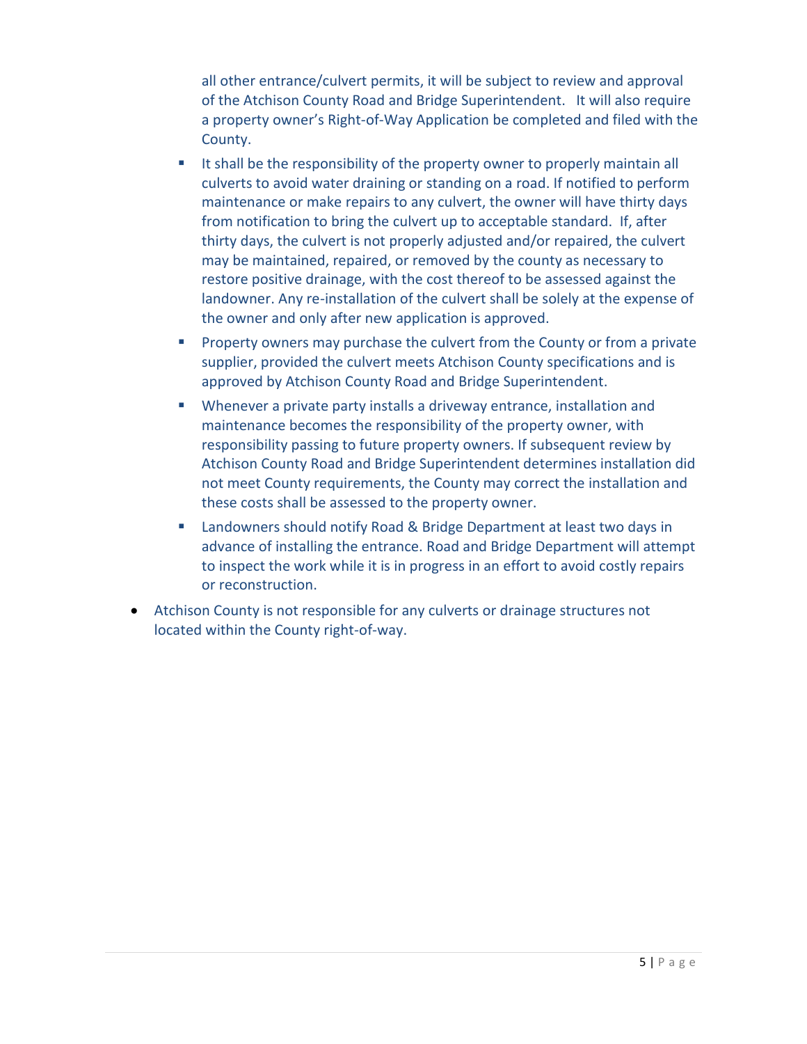all other entrance/culvert permits, it will be subject to review and approval of the Atchison County Road and Bridge Superintendent. It will also require a property owner's Right-of-Way Application be completed and filed with the County.

    - It shall be the responsibility of the property owner to properly maintain all culverts to avoid water draining or standing on a road. If notified to perform maintenance or make repairs to any culvert, the owner will have thirty days from notification to bring the culvert up to acceptable standard. If, after thirty days, the culvert is not properly adjusted and/or repaired, the culvert may be maintained, repaired, or removed by the county as necessary to restore positive drainage, with the cost thereof to be assessed against the landowner. Any re-installation of the culvert shall be solely at the expense of the owner and only after new application is approved.
    - Property owners may purchase the culvert from the County or from a private supplier, provided the culvert meets Atchison County specifications and is approved by Atchison County Road and Bridge Superintendent.
    - Whenever a private party installs a driveway entrance, installation and maintenance becomes the responsibility of the property owner, with responsibility passing to future property owners. If subsequent review by Atchison County Road and Bridge Superintendent determines installation did not meet County requirements, the County may correct the installation and these costs shall be assessed to the property owner.
    - Landowners should notify Road & Bridge Department at least two days in advance of installing the entrance. Road and Bridge Department will attempt to inspect the work while it is in progress in an effort to avoid costly repairs or reconstruction.

- Atchison County is not responsible for any culverts or drainage structures not located within the County right-of-way.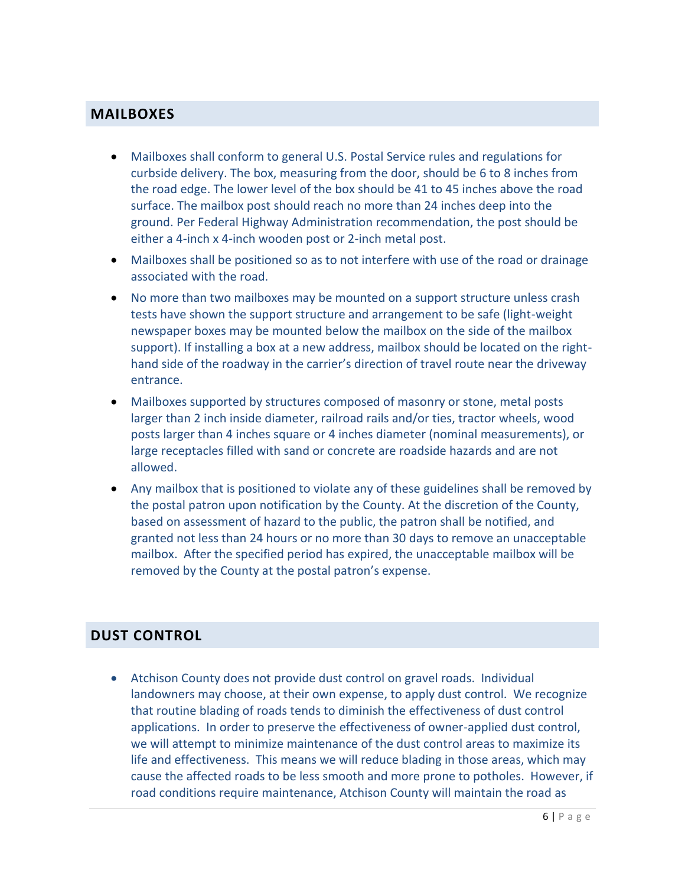## MAILBOXES

- Mailboxes shall conform to general U.S. Postal Service rules and regulations for curbside delivery. The box, measuring from the door, should be 6 to 8 inches from the road edge. The lower level of the box should be 41 to 45 inches above the road surface. The mailbox post should reach no more than 24 inches deep into the ground. Per Federal Highway Administration recommendation, the post should be either a 4-inch x 4-inch wooden post or 2-inch metal post.
- Mailboxes shall be positioned so as to not interfere with use of the road or drainage associated with the road.
- No more than two mailboxes may be mounted on a support structure unless crash tests have shown the support structure and arrangement to be safe (light-weight newspaper boxes may be mounted below the mailbox on the side of the mailbox support). If installing a box at a new address, mailbox should be located on the right-hand side of the roadway in the carrier's direction of travel route near the driveway entrance.
- Mailboxes supported by structures composed of masonry or stone, metal posts larger than 2 inch inside diameter, railroad rails and/or ties, tractor wheels, wood posts larger than 4 inches square or 4 inches diameter (nominal measurements), or large receptacles filled with sand or concrete are roadside hazards and are not allowed.
- Any mailbox that is positioned to violate any of these guidelines shall be removed by the postal patron upon notification by the County. At the discretion of the County, based on assessment of hazard to the public, the patron shall be notified, and granted not less than 24 hours or no more than 30 days to remove an unacceptable mailbox. After the specified period has expired, the unacceptable mailbox will be removed by the County at the postal patron's expense.

## DUST CONTROL

- Atchison County does not provide dust control on gravel roads. Individual landowners may choose, at their own expense, to apply dust control. We recognize that routine blading of roads tends to diminish the effectiveness of dust control applications. In order to preserve the effectiveness of owner-applied dust control, we will attempt to minimize maintenance of the dust control areas to maximize its life and effectiveness. This means we will reduce blading in those areas, which may cause the affected roads to be less smooth and more prone to potholes. However, if road conditions require maintenance, Atchison County will maintain the road as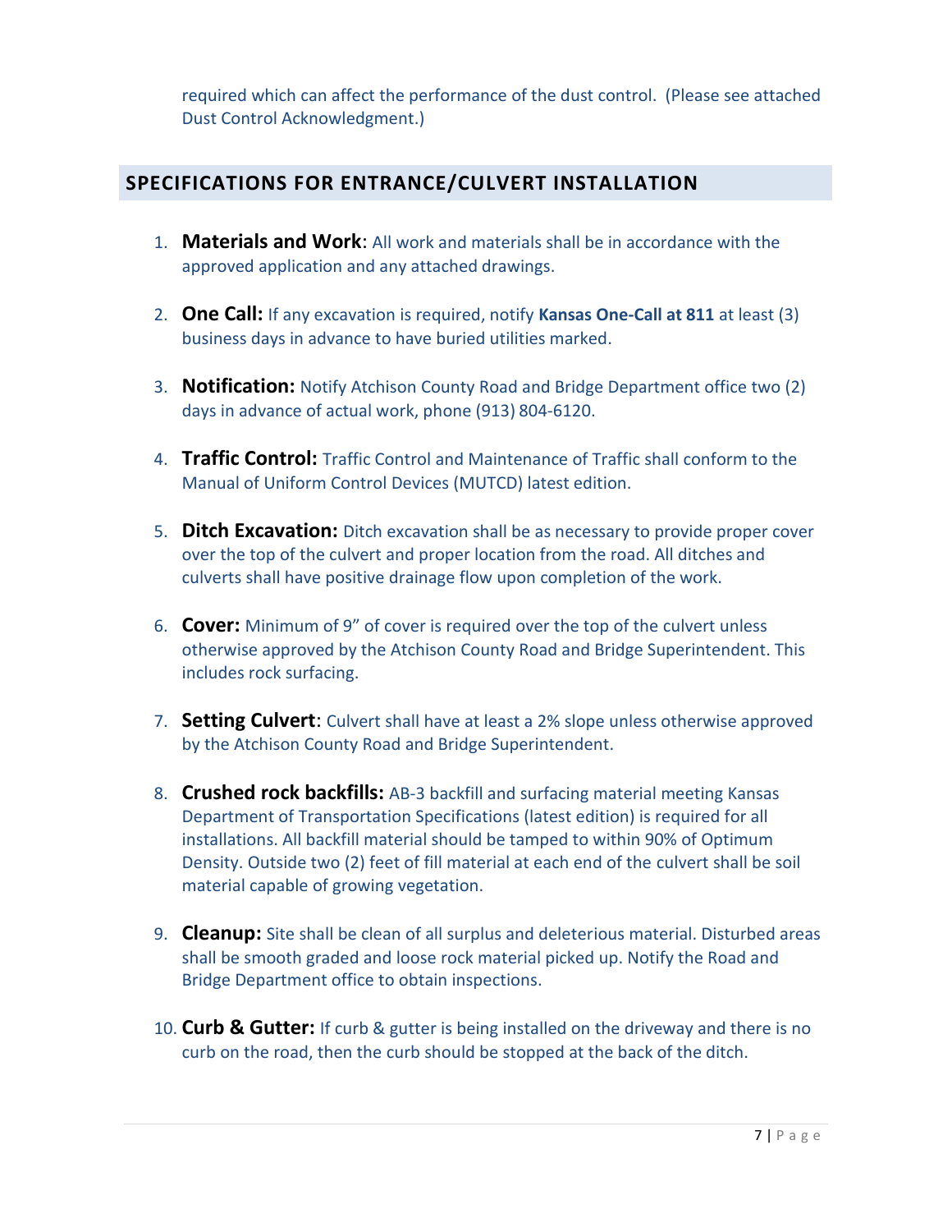required which can affect the performance of the dust control. (Please see attached Dust Control Acknowledgment.)

## SPECIFICATIONS FOR ENTRANCE/CULVERT INSTALLATION

1. **Materials and Work**: All work and materials shall be in accordance with the approved application and any attached drawings.

2. **One Call:** If any excavation is required, notify **Kansas One-Call at 811** at least (3) business days in advance to have buried utilities marked.

3. **Notification:** Notify Atchison County Road and Bridge Department office two (2) days in advance of actual work, phone (913) 804-6120.

4. **Traffic Control:** Traffic Control and Maintenance of Traffic shall conform to the Manual of Uniform Control Devices (MUTCD) latest edition.

5. **Ditch Excavation:** Ditch excavation shall be as necessary to provide proper cover over the top of the culvert and proper location from the road. All ditches and culverts shall have positive drainage flow upon completion of the work.

6. **Cover:** Minimum of 9" of cover is required over the top of the culvert unless otherwise approved by the Atchison County Road and Bridge Superintendent. This includes rock surfacing.

7. **Setting Culvert**: Culvert shall have at least a 2% slope unless otherwise approved by the Atchison County Road and Bridge Superintendent.

8. **Crushed rock backfills:** AB-3 backfill and surfacing material meeting Kansas Department of Transportation Specifications (latest edition) is required for all installations. All backfill material should be tamped to within 90% of Optimum Density. Outside two (2) feet of fill material at each end of the culvert shall be soil material capable of growing vegetation.

9. **Cleanup:** Site shall be clean of all surplus and deleterious material. Disturbed areas shall be smooth graded and loose rock material picked up. Notify the Road and Bridge Department office to obtain inspections.

10. **Curb & Gutter:** If curb & gutter is being installed on the driveway and there is no curb on the road, then the curb should be stopped at the back of the ditch.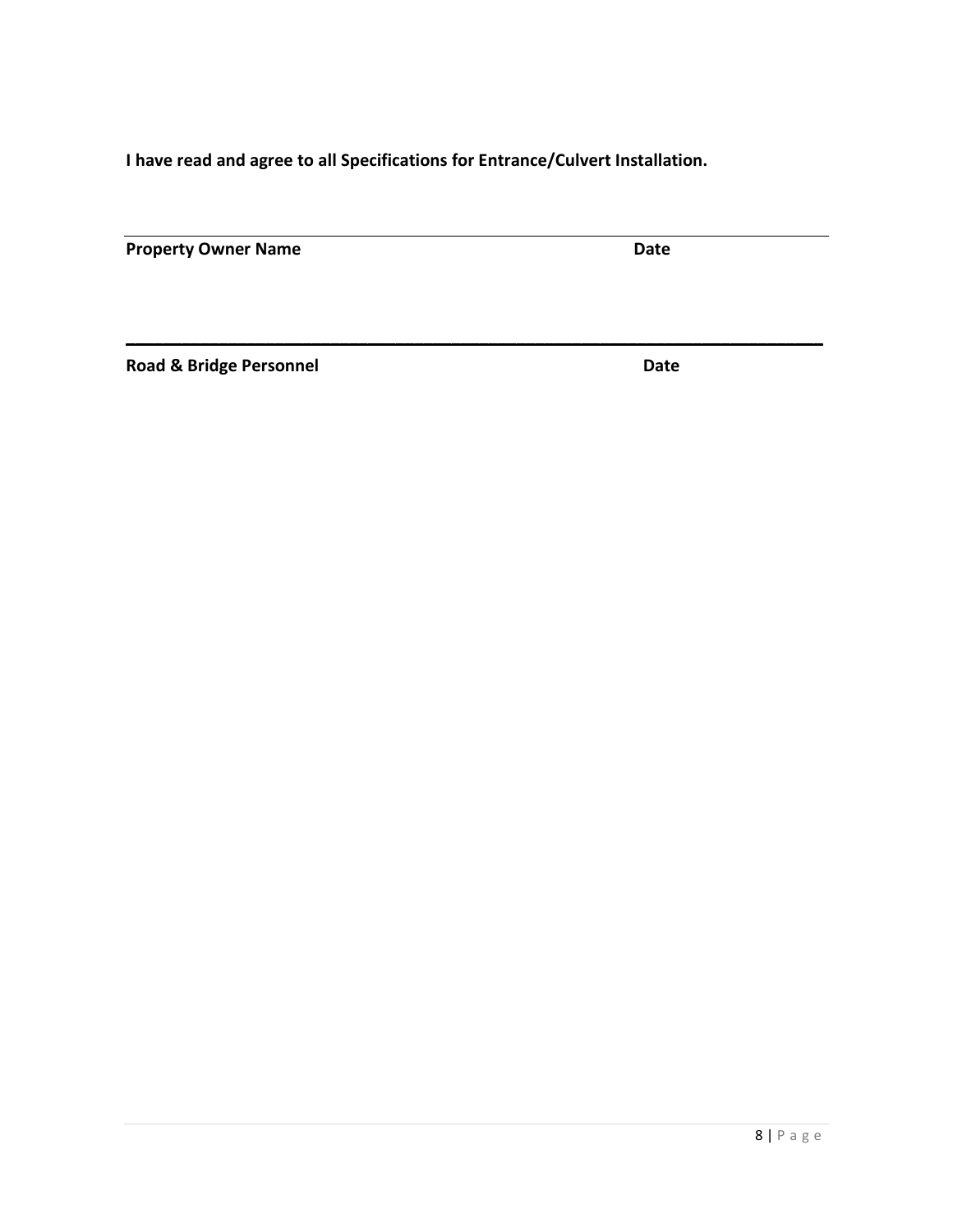**I have read and agree to all Specifications for Entrance/Culvert Installation.**

______________________________________________________________________

**Property Owner Name** **Date**

______________________________________________________________________

**Road & Bridge Personnel** **Date**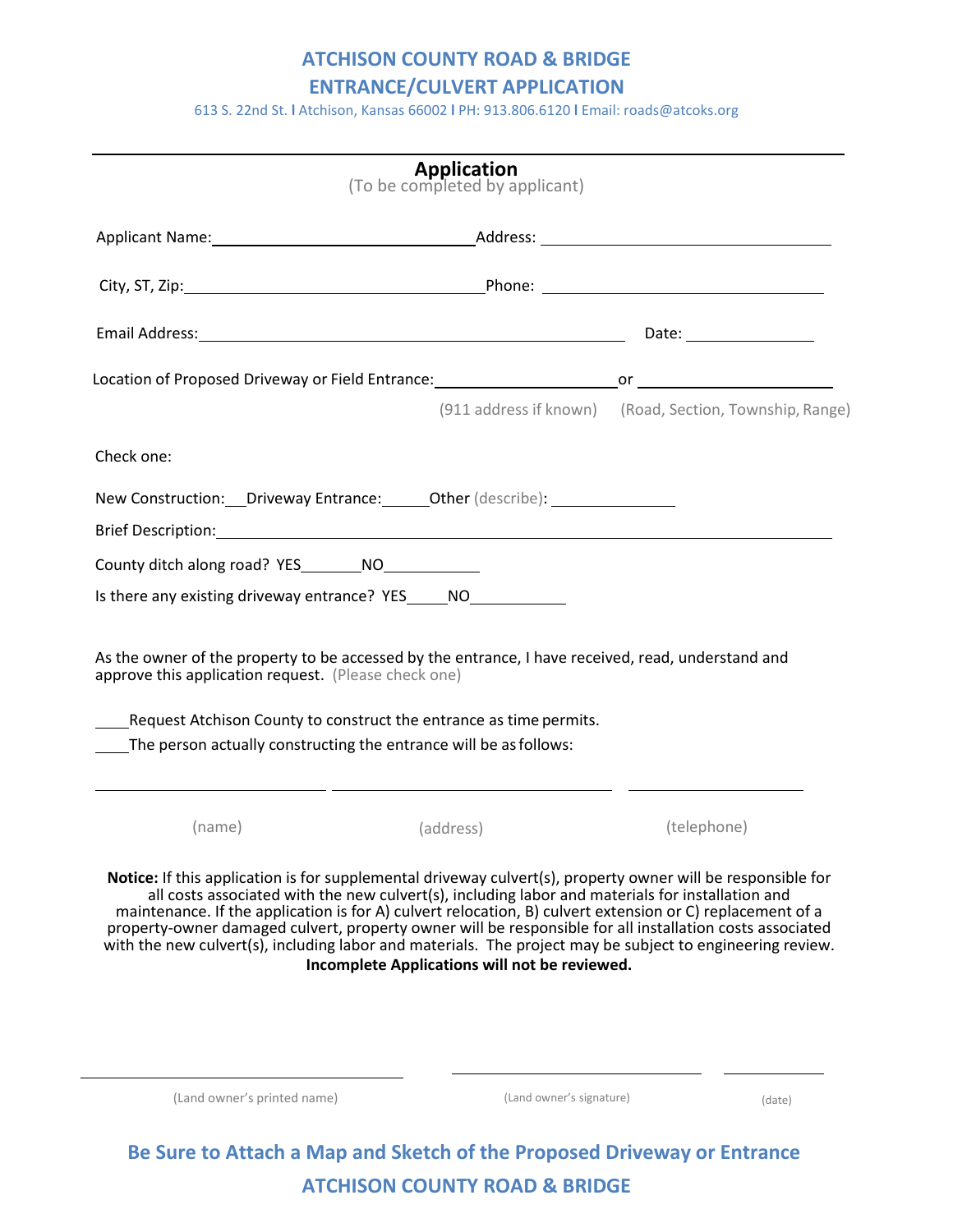# ATCHISON COUNTY ROAD & BRIDGE
## ENTRANCE/CULVERT APPLICATION

613 S. 22nd St. l Atchison, Kansas 66002 l PH: 913.806.6120 l Email: roads@atcoks.org

---

**Application**

(To be completed by applicant)

Applicant Name: ______________________________ Address: ______________________________

City, ST, Zip: ______________________________ Phone: ______________________________

Email Address: ______________________________________________ Date: ______________

Location of Proposed Driveway or Field Entrance: ____________________ or ____________________

(911 address if known) (Road, Section, Township, Range)

Check one:

New Construction:___ Driveway Entrance:_____ Other (describe): ______________

Brief Description: ______________________________________________________________

County ditch along road? YES_______ NO___________

Is there any existing driveway entrance? YES_____ NO___________

As the owner of the property to be accessed by the entrance, I have received, read, understand and approve this application request. (Please check one)

____Request Atchison County to construct the entrance as time permits.

____The person actually constructing the entrance will be as follows:

________________________ ______________________________ ____________________

(name) (address) (telephone)

**Notice:** If this application is for supplemental driveway culvert(s), property owner will be responsible for all costs associated with the new culvert(s), including labor and materials for installation and maintenance. If the application is for A) culvert relocation, B) culvert extension or C) replacement of a property-owner damaged culvert, property owner will be responsible for all installation costs associated with the new culvert(s), including labor and materials. The project may be subject to engineering review. **Incomplete Applications will not be reviewed.**

______________________________ ____________________________ ____________

(Land owner's printed name) (Land owner's signature) (date)

**Be Sure to Attach a Map and Sketch of the Proposed Driveway or Entrance**

**ATCHISON COUNTY ROAD & BRIDGE**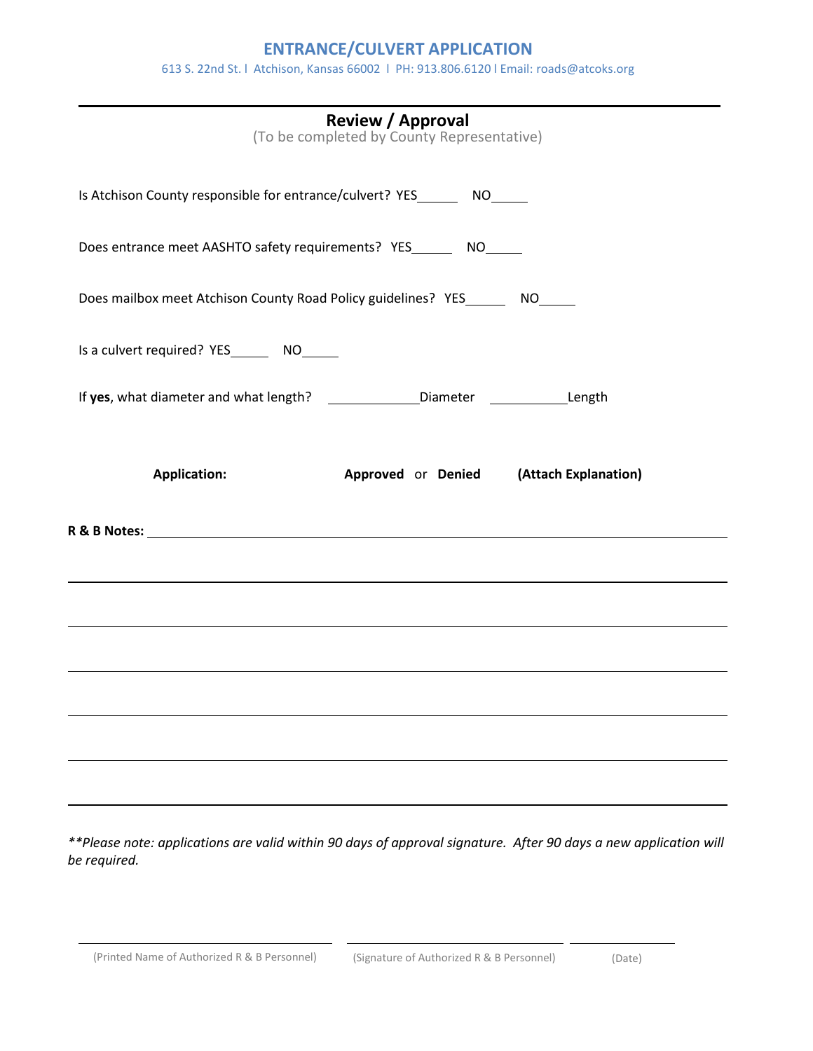# ENTRANCE/CULVERT APPLICATION

613 S. 22nd St. l Atchison, Kansas 66002 l PH: 913.806.6120 l Email: roads@atcoks.org

## Review / Approval

(To be completed by County Representative)

Is Atchison County responsible for entrance/culvert? YES______ NO_____

Does entrance meet AASHTO safety requirements? YES______ NO_____

Does mailbox meet Atchison County Road Policy guidelines? YES______ NO_____

Is a culvert required? YES______ NO_____

If **yes**, what diameter and what length? ____________Diameter ___________Length

**Application:** **Approved** or **Denied** **(Attach Explanation)**

**R & B Notes:** ____________________________________________________________

______________________________________________________________________

______________________________________________________________________

______________________________________________________________________

______________________________________________________________________

______________________________________________________________________

______________________________________________________________________

*\*\*Please note: applications are valid within 90 days of approval signature. After 90 days a new application will be required.*

______________________________ ______________________________ ______________

(Printed Name of Authorized R & B Personnel) (Signature of Authorized R & B Personnel) (Date)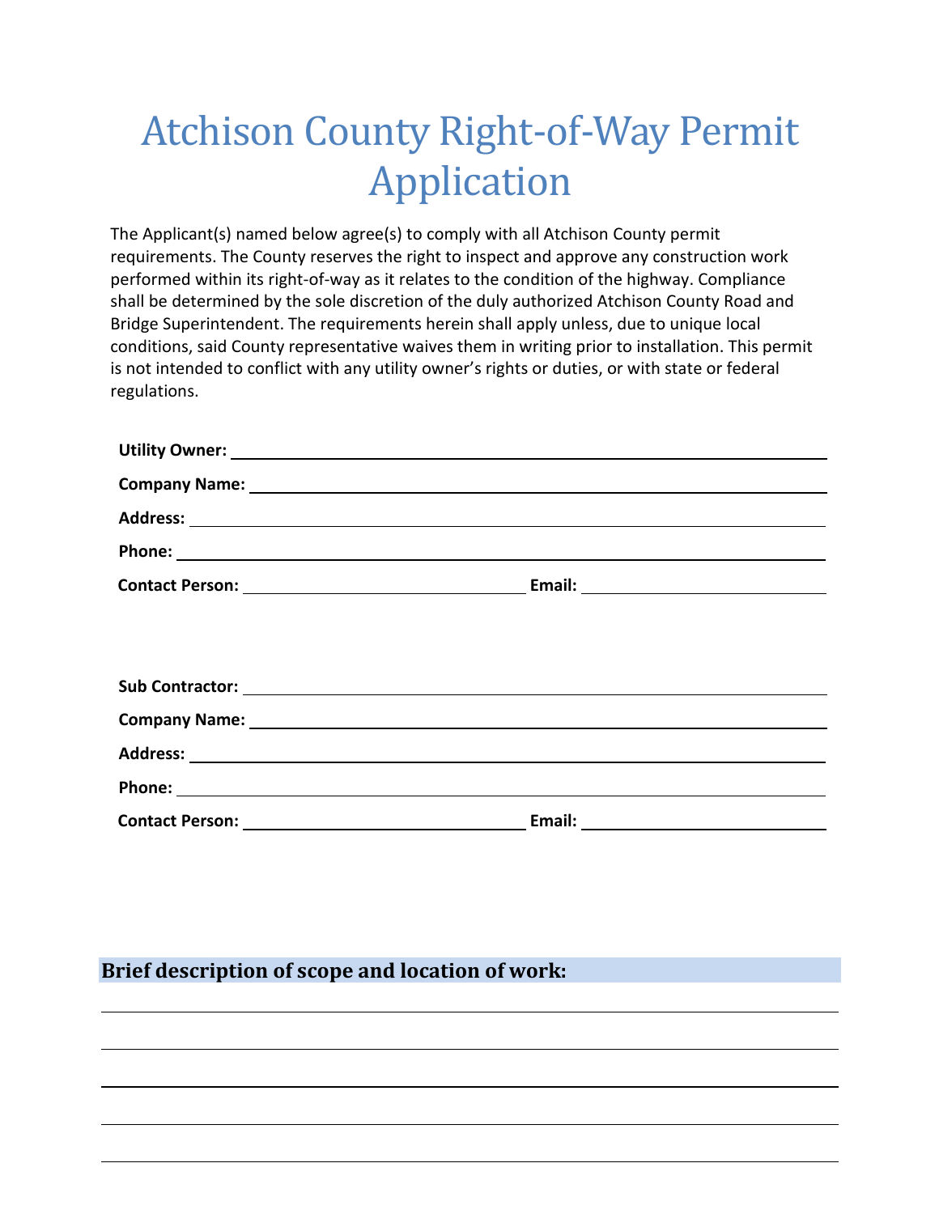# Atchison County Right-of-Way Permit Application

The Applicant(s) named below agree(s) to comply with all Atchison County permit requirements. The County reserves the right to inspect and approve any construction work performed within its right-of-way as it relates to the condition of the highway. Compliance shall be determined by the sole discretion of the duly authorized Atchison County Road and Bridge Superintendent. The requirements herein shall apply unless, due to unique local conditions, said County representative waives them in writing prior to installation. This permit is not intended to conflict with any utility owner's rights or duties, or with state or federal regulations.

**Utility Owner:** ______________________________

**Company Name:** ______________________________

**Address:** ______________________________

**Phone:** ______________________________

**Contact Person:** ____________________ **Email:** ____________________

**Sub Contractor:** ______________________________

**Company Name:** ______________________________

**Address:** ______________________________

**Phone:** ______________________________

**Contact Person:** ____________________ **Email:** ____________________

## Brief description of scope and location of work:

______________________________

______________________________

______________________________

______________________________

______________________________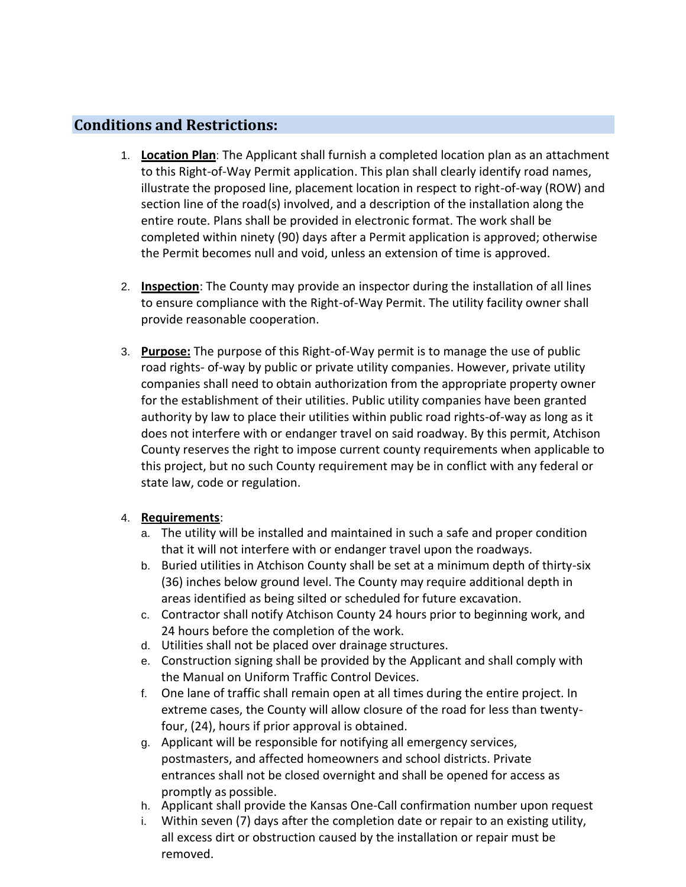## Conditions and Restrictions:

1. **<u>Location Plan</u>**: The Applicant shall furnish a completed location plan as an attachment to this Right-of-Way Permit application. This plan shall clearly identify road names, illustrate the proposed line, placement location in respect to right-of-way (ROW) and section line of the road(s) involved, and a description of the installation along the entire route. Plans shall be provided in electronic format. The work shall be completed within ninety (90) days after a Permit application is approved; otherwise the Permit becomes null and void, unless an extension of time is approved.

2. **<u>Inspection</u>**: The County may provide an inspector during the installation of all lines to ensure compliance with the Right-of-Way Permit. The utility facility owner shall provide reasonable cooperation.

3. **<u>Purpose:</u>** The purpose of this Right-of-Way permit is to manage the use of public road rights- of-way by public or private utility companies. However, private utility companies shall need to obtain authorization from the appropriate property owner for the establishment of their utilities. Public utility companies have been granted authority by law to place their utilities within public road rights-of-way as long as it does not interfere with or endanger travel on said roadway. By this permit, Atchison County reserves the right to impose current county requirements when applicable to this project, but no such County requirement may be in conflict with any federal or state law, code or regulation.

4. **<u>Requirements</u>**:
   a. The utility will be installed and maintained in such a safe and proper condition that it will not interfere with or endanger travel upon the roadways.
   b. Buried utilities in Atchison County shall be set at a minimum depth of thirty-six (36) inches below ground level. The County may require additional depth in areas identified as being silted or scheduled for future excavation.
   c. Contractor shall notify Atchison County 24 hours prior to beginning work, and 24 hours before the completion of the work.
   d. Utilities shall not be placed over drainage structures.
   e. Construction signing shall be provided by the Applicant and shall comply with the Manual on Uniform Traffic Control Devices.
   f. One lane of traffic shall remain open at all times during the entire project. In extreme cases, the County will allow closure of the road for less than twenty-four, (24), hours if prior approval is obtained.
   g. Applicant will be responsible for notifying all emergency services, postmasters, and affected homeowners and school districts. Private entrances shall not be closed overnight and shall be opened for access as promptly as possible.
   h. Applicant shall provide the Kansas One-Call confirmation number upon request
   i. Within seven (7) days after the completion date or repair to an existing utility, all excess dirt or obstruction caused by the installation or repair must be removed.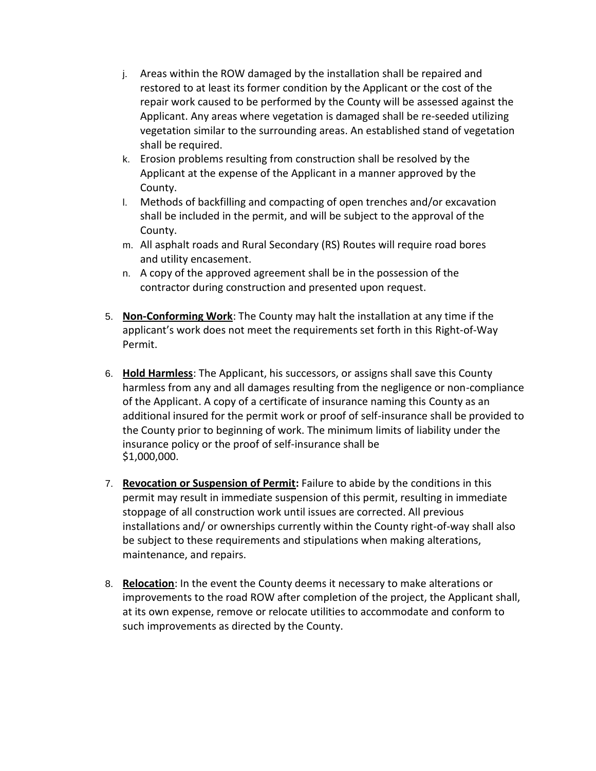j. Areas within the ROW damaged by the installation shall be repaired and restored to at least its former condition by the Applicant or the cost of the repair work caused to be performed by the County will be assessed against the Applicant. Any areas where vegetation is damaged shall be re-seeded utilizing vegetation similar to the surrounding areas. An established stand of vegetation shall be required.
k. Erosion problems resulting from construction shall be resolved by the Applicant at the expense of the Applicant in a manner approved by the County.
l. Methods of backfilling and compacting of open trenches and/or excavation shall be included in the permit, and will be subject to the approval of the County.
m. All asphalt roads and Rural Secondary (RS) Routes will require road bores and utility encasement.
n. A copy of the approved agreement shall be in the possession of the contractor during construction and presented upon request.

5. **Non-Conforming Work**: The County may halt the installation at any time if the applicant's work does not meet the requirements set forth in this Right-of-Way Permit.

6. **Hold Harmless**: The Applicant, his successors, or assigns shall save this County harmless from any and all damages resulting from the negligence or non-compliance of the Applicant. A copy of a certificate of insurance naming this County as an additional insured for the permit work or proof of self-insurance shall be provided to the County prior to beginning of work. The minimum limits of liability under the insurance policy or the proof of self-insurance shall be $1,000,000.

7. **Revocation or Suspension of Permit:** Failure to abide by the conditions in this permit may result in immediate suspension of this permit, resulting in immediate stoppage of all construction work until issues are corrected. All previous installations and/ or ownerships currently within the County right-of-way shall also be subject to these requirements and stipulations when making alterations, maintenance, and repairs.

8. **Relocation**: In the event the County deems it necessary to make alterations or improvements to the road ROW after completion of the project, the Applicant shall, at its own expense, remove or relocate utilities to accommodate and conform to such improvements as directed by the County.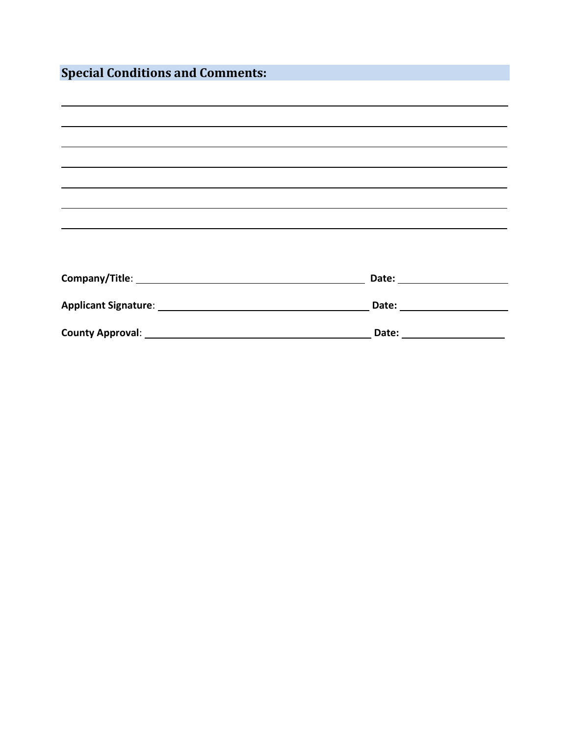## Special Conditions and Comments:

______________________________________________________________________________

______________________________________________________________________________

______________________________________________________________________________

______________________________________________________________________________

______________________________________________________________________________

______________________________________________________________________________

______________________________________________________________________________

**Company/Title**: ____________________________________ **Date:** ________________

**Applicant Signature**: ________________________________ **Date:** ________________

**County Approval**: ___________________________________ **Date:** ________________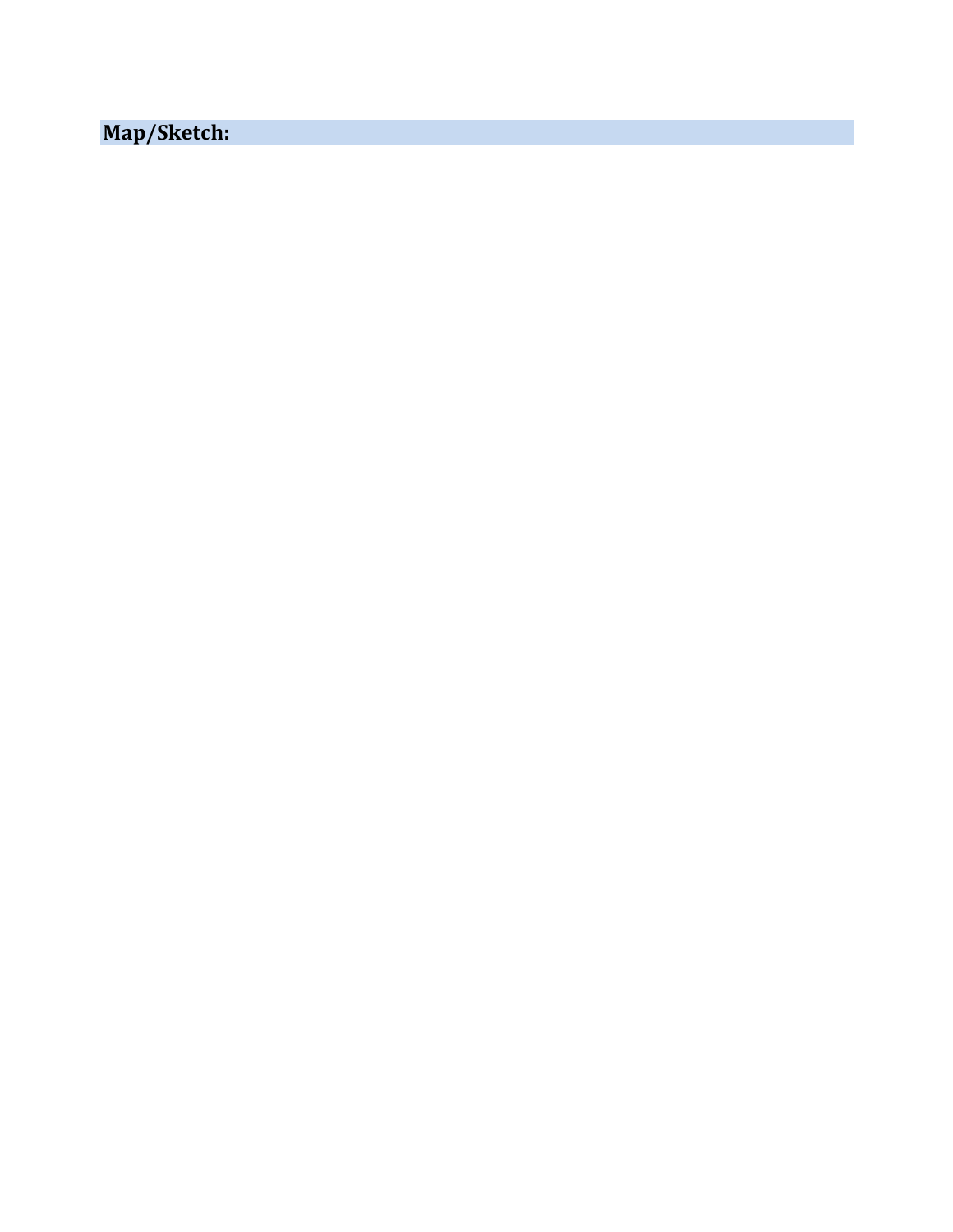**Map/Sketch:**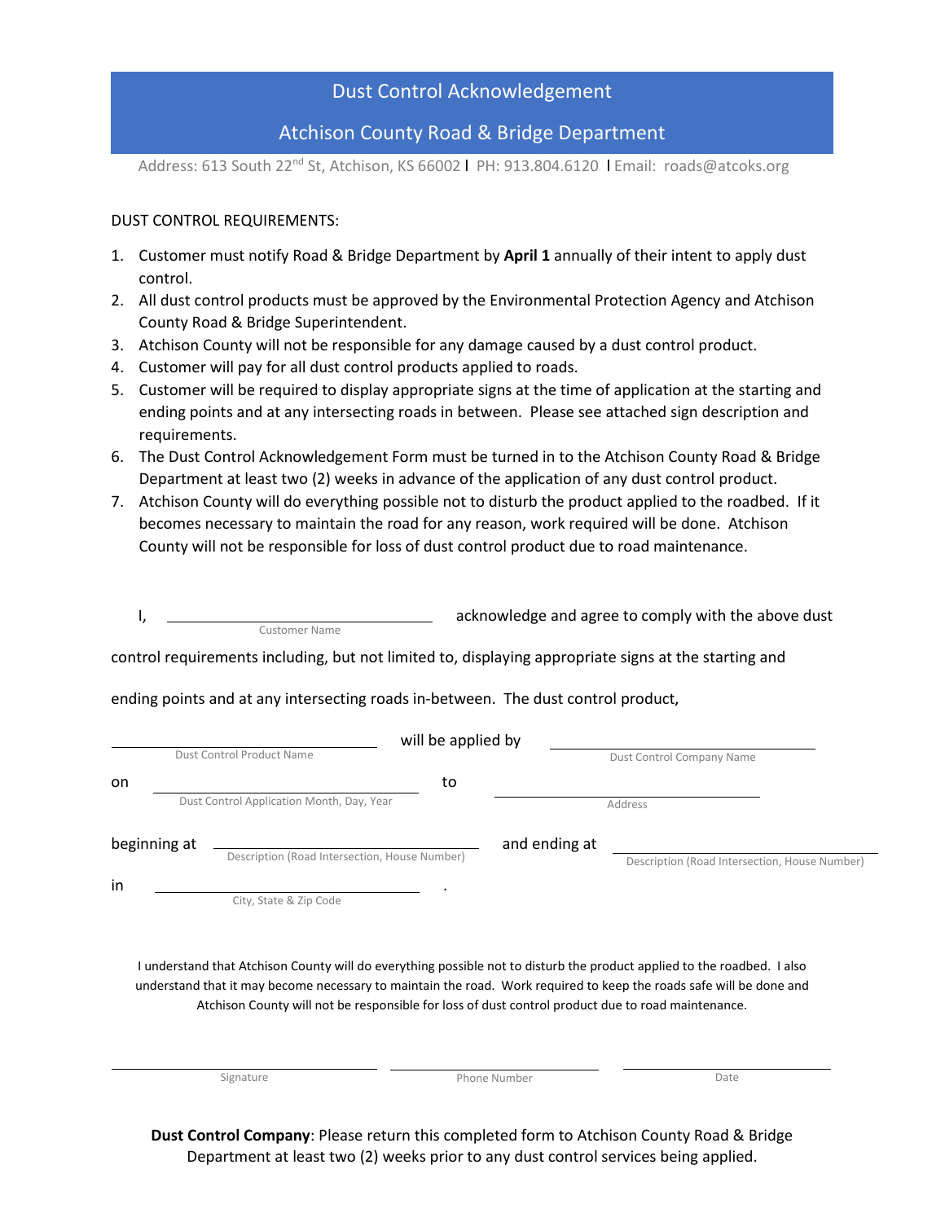# Dust Control Acknowledgement

## Atchison County Road & Bridge Department

Address: 613 South 22nd St, Atchison, KS 66002 | PH: 913.804.6120 | Email: roads@atcoks.org

DUST CONTROL REQUIREMENTS:

1. Customer must notify Road & Bridge Department by **April 1** annually of their intent to apply dust control.
2. All dust control products must be approved by the Environmental Protection Agency and Atchison County Road & Bridge Superintendent.
3. Atchison County will not be responsible for any damage caused by a dust control product.
4. Customer will pay for all dust control products applied to roads.
5. Customer will be required to display appropriate signs at the time of application at the starting and ending points and at any intersecting roads in between. Please see attached sign description and requirements.
6. The Dust Control Acknowledgement Form must be turned in to the Atchison County Road & Bridge Department at least two (2) weeks in advance of the application of any dust control product.
7. Atchison County will do everything possible not to disturb the product applied to the roadbed. If it becomes necessary to maintain the road for any reason, work required will be done. Atchison County will not be responsible for loss of dust control product due to road maintenance.

I, ______________________________ acknowledge and agree to comply with the above dust
Customer Name

control requirements including, but not limited to, displaying appropriate signs at the starting and ending points and at any intersecting roads in-between. The dust control product,

______________________________ will be applied by ______________________________
Dust Control Product Name / Dust Control Company Name

on ______________________________ to ______________________________
Dust Control Application Month, Day, Year / Address

beginning at ______________________________ and ending at ______________________________
Description (Road Intersection, House Number) / Description (Road Intersection, House Number)

in ______________________________ .
City, State & Zip Code

I understand that Atchison County will do everything possible not to disturb the product applied to the roadbed. I also understand that it may become necessary to maintain the road. Work required to keep the roads safe will be done and Atchison County will not be responsible for loss of dust control product due to road maintenance.

______________________________ ______________________________ ______________________________
Signature / Phone Number / Date

**Dust Control Company**: Please return this completed form to Atchison County Road & Bridge Department at least two (2) weeks prior to any dust control services being applied.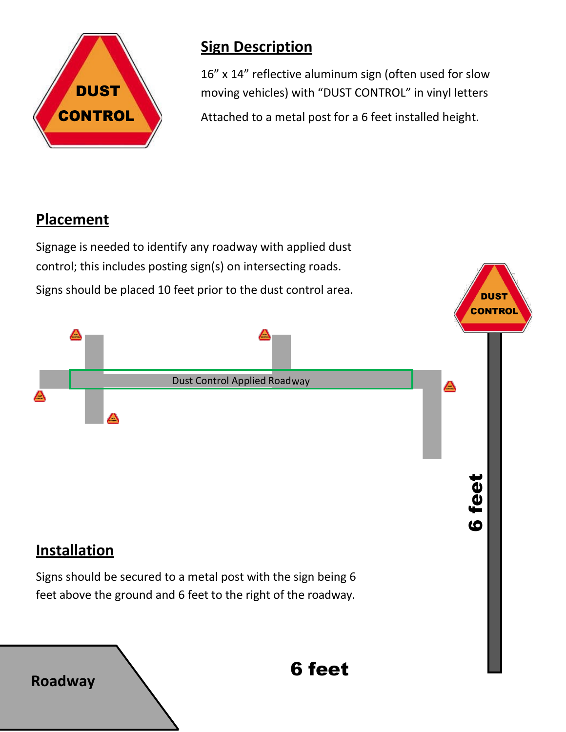DUST CONTROL

## Sign Description

16" x 14" reflective aluminum sign (often used for slow moving vehicles) with "DUST CONTROL" in vinyl letters

Attached to a metal post for a 6 feet installed height.

## Placement

Signage is needed to identify any roadway with applied dust control; this includes posting sign(s) on intersecting roads.

Signs should be placed 10 feet prior to the dust control area.

Dust Control Applied Roadway

DUST CONTROL

6 feet

## Installation

Signs should be secured to a metal post with the sign being 6 feet above the ground and 6 feet to the right of the roadway.

Roadway

6 feet